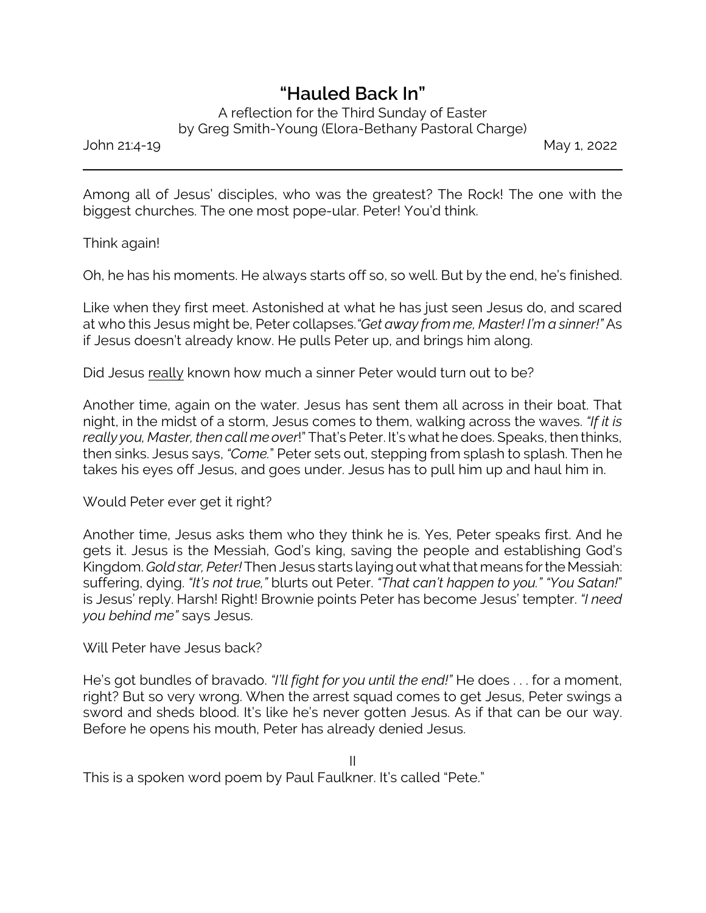# "Hauled Back In"

A reflection for the Third Sunday of Easter
by Greg Smith-Young (Elora-Bethany Pastoral Charge)

John 21:4-19 May 1, 2022

---

Among all of Jesus' disciples, who was the greatest? The Rock! The one with the biggest churches. The one most pope-ular. Peter! You'd think.

Think again!

Oh, he has his moments. He always starts off so, so well. But by the end, he's finished.

Like when they first meet. Astonished at what he has just seen Jesus do, and scared at who this Jesus might be, Peter collapses. *"Get away from me, Master! I'm a sinner!"* As if Jesus doesn't already know. He pulls Peter up, and brings him along.

Did Jesus really known how much a sinner Peter would turn out to be?

Another time, again on the water. Jesus has sent them all across in their boat. That night, in the midst of a storm, Jesus comes to them, walking across the waves. *"If it is really you, Master, then call me over*!" That's Peter. It's what he does. Speaks, then thinks, then sinks. Jesus says, *"Come.*" Peter sets out, stepping from splash to splash. Then he takes his eyes off Jesus, and goes under. Jesus has to pull him up and haul him in.

Would Peter ever get it right?

Another time, Jesus asks them who they think he is. Yes, Peter speaks first. And he gets it. Jesus is the Messiah, God's king, saving the people and establishing God's Kingdom. *Gold star, Peter!* Then Jesus starts laying out what that means for the Messiah: suffering, dying. *"It's not true,"* blurts out Peter. *"That can't happen to you." "You Satan!*" is Jesus' reply. Harsh! Right! Brownie points Peter has become Jesus' tempter. *"I need you behind me"* says Jesus.

Will Peter have Jesus back?

He's got bundles of bravado. *"I'll fight for you until the end!"* He does . . . for a moment, right? But so very wrong. When the arrest squad comes to get Jesus, Peter swings a sword and sheds blood. It's like he's never gotten Jesus. As if that can be our way. Before he opens his mouth, Peter has already denied Jesus.

II

This is a spoken word poem by Paul Faulkner. It's called "Pete."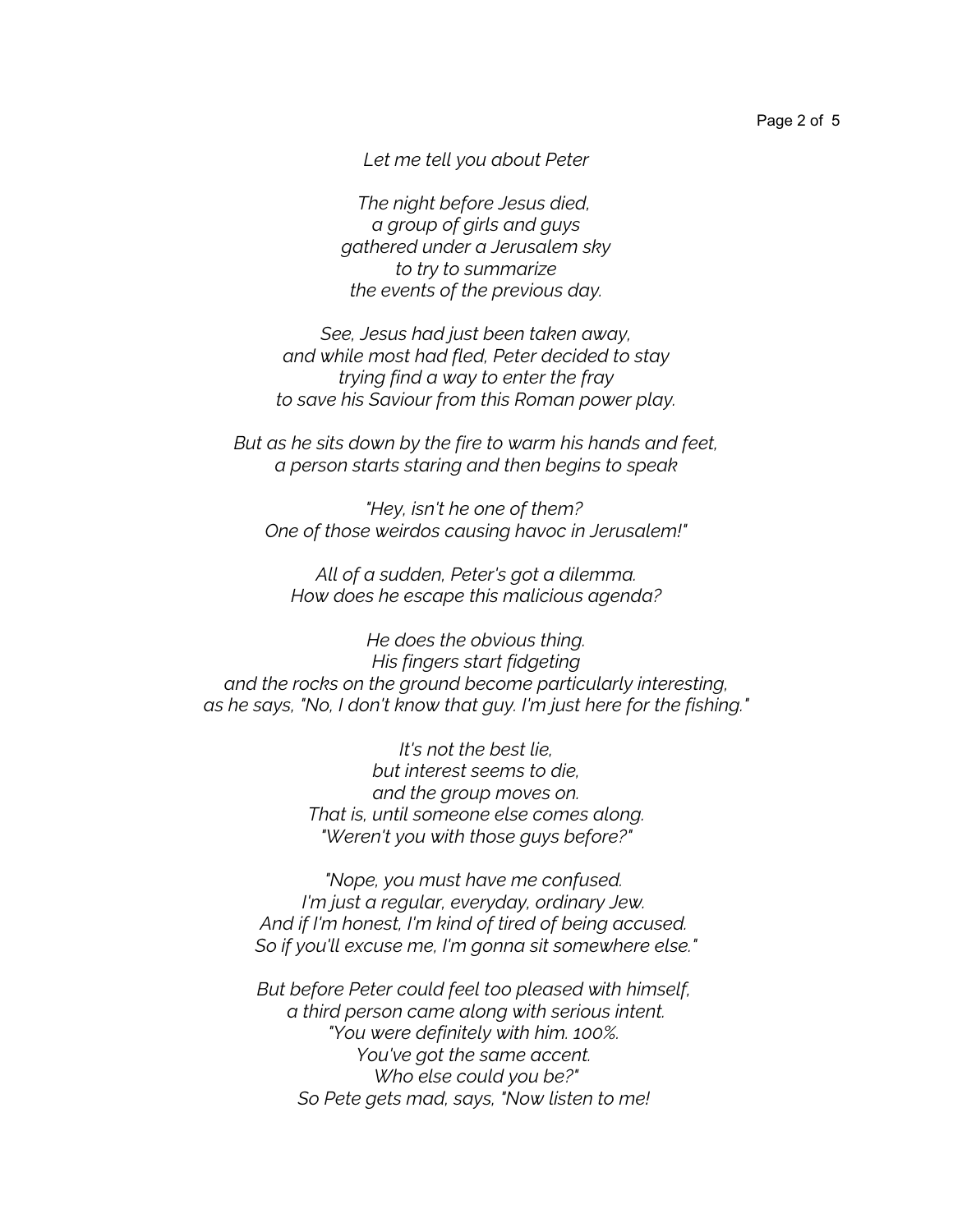*Let me tell you about Peter*

*The night before Jesus died,*
*a group of girls and guys*
*gathered under a Jerusalem sky*
*to try to summarize*
*the events of the previous day.*

*See, Jesus had just been taken away,*
*and while most had fled, Peter decided to stay*
*trying find a way to enter the fray*
*to save his Saviour from this Roman power play.*

*But as he sits down by the fire to warm his hands and feet,*
*a person starts staring and then begins to speak*

*"Hey, isn't he one of them?*
*One of those weirdos causing havoc in Jerusalem!"*

*All of a sudden, Peter's got a dilemma.*
*How does he escape this malicious agenda?*

*He does the obvious thing.*
*His fingers start fidgeting*
*and the rocks on the ground become particularly interesting,*
*as he says, "No, I don't know that guy. I'm just here for the fishing."*

*It's not the best lie,*
*but interest seems to die,*
*and the group moves on.*
*That is, until someone else comes along.*
*"Weren't you with those guys before?"*

*"Nope, you must have me confused.*
*I'm just a regular, everyday, ordinary Jew.*
*And if I'm honest, I'm kind of tired of being accused.*
*So if you'll excuse me, I'm gonna sit somewhere else."*

*But before Peter could feel too pleased with himself,*
*a third person came along with serious intent.*
*"You were definitely with him. 100%.*
*You've got the same accent.*
*Who else could you be?"*
*So Pete gets mad, says, "Now listen to me!*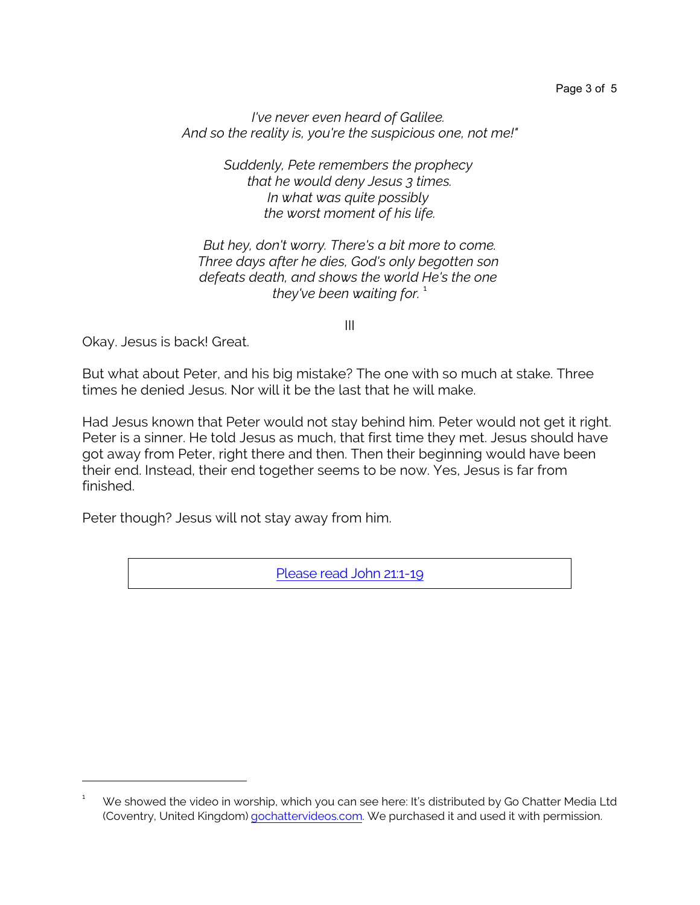*I've never even heard of Galilee.*
*And so the reality is, you're the suspicious one, not me!"*

*Suddenly, Pete remembers the prophecy*
*that he would deny Jesus 3 times.*
*In what was quite possibly*
*the worst moment of his life.*

*But hey, don't worry. There's a bit more to come.*
*Three days after he dies, God's only begotten son*
*defeats death, and shows the world He's the one*
*they've been waiting for.* [1]

III

Okay. Jesus is back! Great.

But what about Peter, and his big mistake? The one with so much at stake. Three times he denied Jesus. Nor will it be the last that he will make.

Had Jesus known that Peter would not stay behind him. Peter would not get it right. Peter is a sinner. He told Jesus as much, that first time they met. Jesus should have got away from Peter, right there and then. Then their beginning would have been their end. Instead, their end together seems to be now. Yes, Jesus is far from finished.

Peter though? Jesus will not stay away from him.

| [Please read John 21:1-19](#) |
|---|

---

[1] We showed the video in worship, which you can see here: It's distributed by Go Chatter Media Ltd (Coventry, United Kingdom) [gochattervideos.com](https://gochattervideos.com). We purchased it and used it with permission.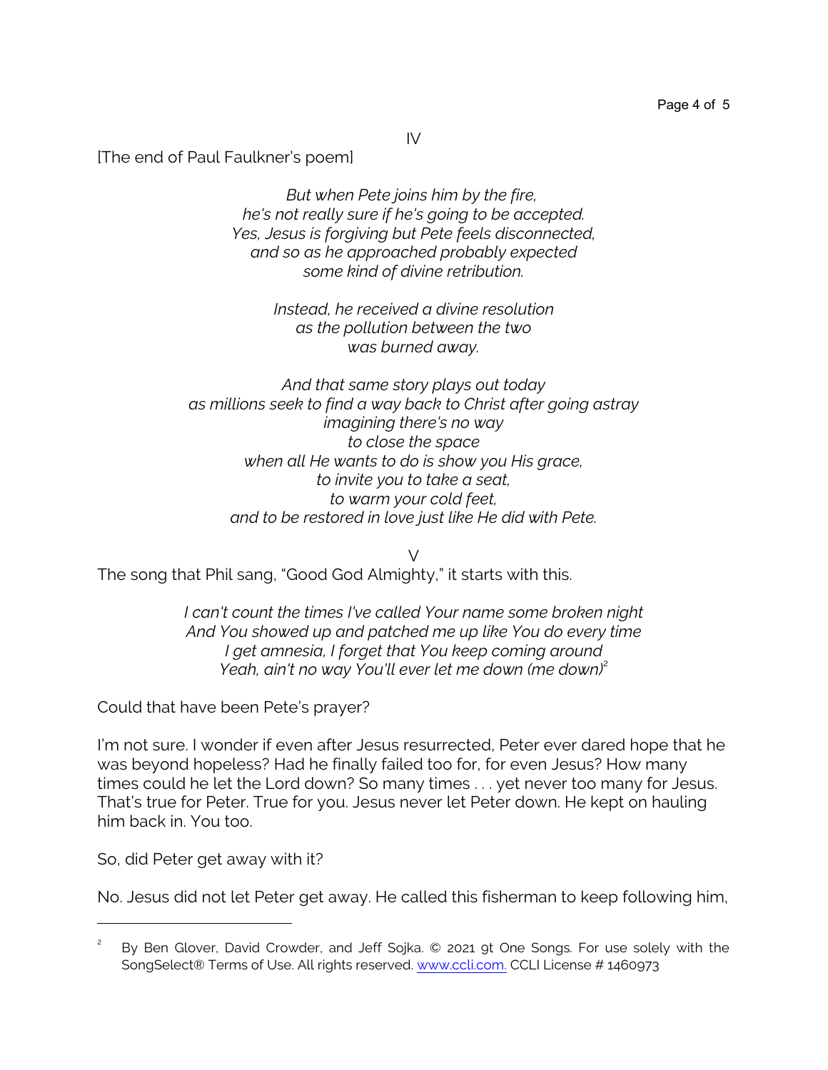IV

[The end of Paul Faulkner's poem]

*But when Pete joins him by the fire,*
*he's not really sure if he's going to be accepted.*
*Yes, Jesus is forgiving but Pete feels disconnected,*
*and so as he approached probably expected*
*some kind of divine retribution.*

*Instead, he received a divine resolution*
*as the pollution between the two*
*was burned away.*

*And that same story plays out today*
*as millions seek to find a way back to Christ after going astray*
*imagining there's no way*
*to close the space*
*when all He wants to do is show you His grace,*
*to invite you to take a seat,*
*to warm your cold feet,*
*and to be restored in love just like He did with Pete.*

V

The song that Phil sang, "Good God Almighty," it starts with this.

*I can't count the times I've called Your name some broken night*
*And You showed up and patched me up like You do every time*
*I get amnesia, I forget that You keep coming around*
*Yeah, ain't no way You'll ever let me down (me down)*[2]

Could that have been Pete's prayer?

I'm not sure. I wonder if even after Jesus resurrected, Peter ever dared hope that he was beyond hopeless? Had he finally failed too for, for even Jesus? How many times could he let the Lord down? So many times . . . yet never too many for Jesus. That's true for Peter. True for you. Jesus never let Peter down. He kept on hauling him back in. You too.

So, did Peter get away with it?

No. Jesus did not let Peter get away. He called this fisherman to keep following him,

---

[2] By Ben Glover, David Crowder, and Jeff Sojka. © 2021 9t One Songs. For use solely with the SongSelect® Terms of Use. All rights reserved. www.ccli.com. CCLI License # 1460973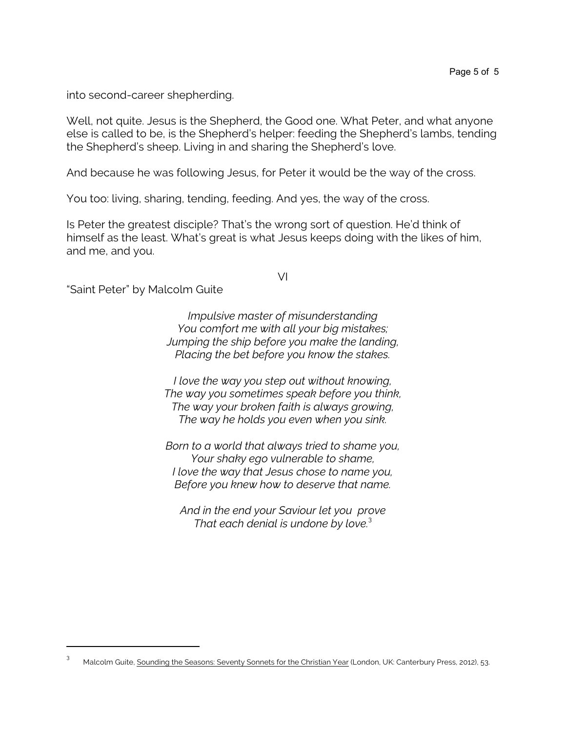into second-career shepherding.

Well, not quite. Jesus is the Shepherd, the Good one. What Peter, and what anyone else is called to be, is the Shepherd's helper: feeding the Shepherd's lambs, tending the Shepherd's sheep. Living in and sharing the Shepherd's love.

And because he was following Jesus, for Peter it would be the way of the cross.

You too: living, sharing, tending, feeding. And yes, the way of the cross.

Is Peter the greatest disciple? That's the wrong sort of question. He'd think of himself as the least. What's great is what Jesus keeps doing with the likes of him, and me, and you.

VI

"Saint Peter" by Malcolm Guite

*Impulsive master of misunderstanding*
*You comfort me with all your big mistakes;*
*Jumping the ship before you make the landing,*
*Placing the bet before you know the stakes.*

*I love the way you step out without knowing,*
*The way you sometimes speak before you think,*
*The way your broken faith is always growing,*
*The way he holds you even when you sink.*

*Born to a world that always tried to shame you,*
*Your shaky ego vulnerable to shame,*
*I love the way that Jesus chose to name you,*
*Before you knew how to deserve that name.*

*And in the end your Saviour let you prove*
*That each denial is undone by love.*[3]

---

[3] Malcolm Guite, Sounding the Seasons: Seventy Sonnets for the Christian Year (London, UK: Canterbury Press, 2012), 53.